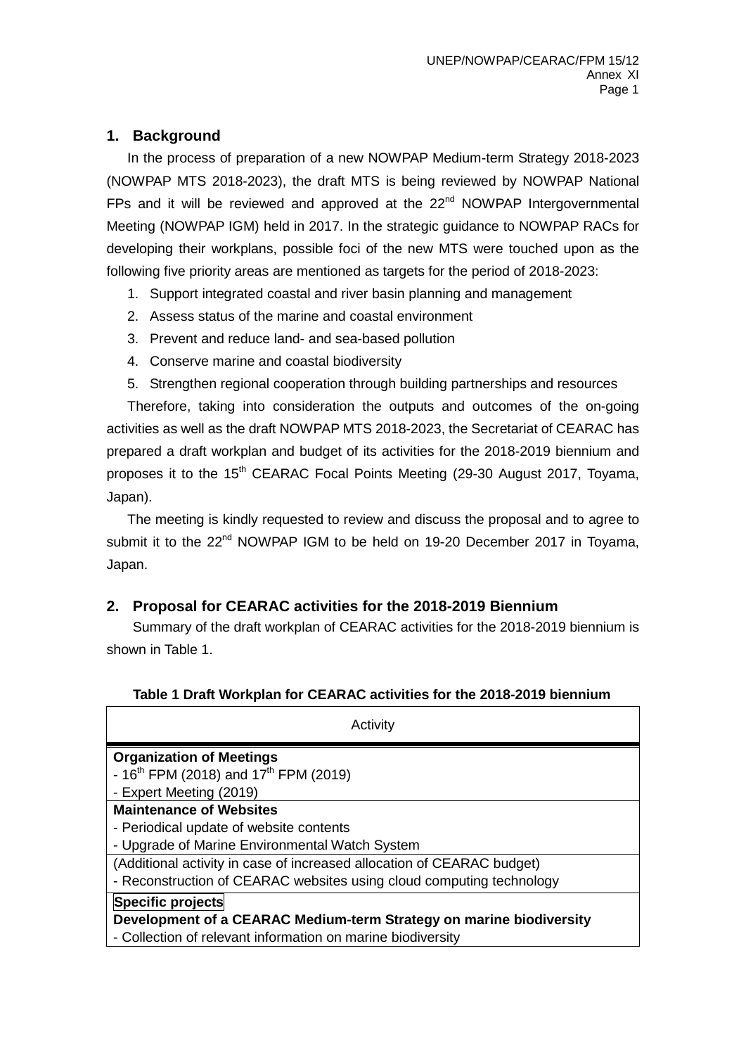## 1. Background

In the process of preparation of a new NOWPAP Medium-term Strategy 2018-2023 (NOWPAP MTS 2018-2023), the draft MTS is being reviewed by NOWPAP National FPs and it will be reviewed and approved at the 22nd NOWPAP Intergovernmental Meeting (NOWPAP IGM) held in 2017. In the strategic guidance to NOWPAP RACs for developing their workplans, possible foci of the new MTS were touched upon as the following five priority areas are mentioned as targets for the period of 2018-2023:

1. Support integrated coastal and river basin planning and management
2. Assess status of the marine and coastal environment
3. Prevent and reduce land- and sea-based pollution
4. Conserve marine and coastal biodiversity
5. Strengthen regional cooperation through building partnerships and resources

Therefore, taking into consideration the outputs and outcomes of the on-going activities as well as the draft NOWPAP MTS 2018-2023, the Secretariat of CEARAC has prepared a draft workplan and budget of its activities for the 2018-2019 biennium and proposes it to the 15th CEARAC Focal Points Meeting (29-30 August 2017, Toyama, Japan).

The meeting is kindly requested to review and discuss the proposal and to agree to submit it to the 22nd NOWPAP IGM to be held on 19-20 December 2017 in Toyama, Japan.

## 2. Proposal for CEARAC activities for the 2018-2019 Biennium

Summary of the draft workplan of CEARAC activities for the 2018-2019 biennium is shown in Table 1.

**Table 1 Draft Workplan for CEARAC activities for the 2018-2019 biennium**

| Activity |
|---|
| **Organization of Meetings**<br>- 16th FPM (2018) and 17th FPM (2019)<br>- Expert Meeting (2019) |
| **Maintenance of Websites**<br>- Periodical update of website contents<br>- Upgrade of Marine Environmental Watch System |
| (Additional activity in case of increased allocation of CEARAC budget)<br>- Reconstruction of CEARAC websites using cloud computing technology |
| **Specific projects**<br>**Development of a CEARAC Medium-term Strategy on marine biodiversity**<br>- Collection of relevant information on marine biodiversity |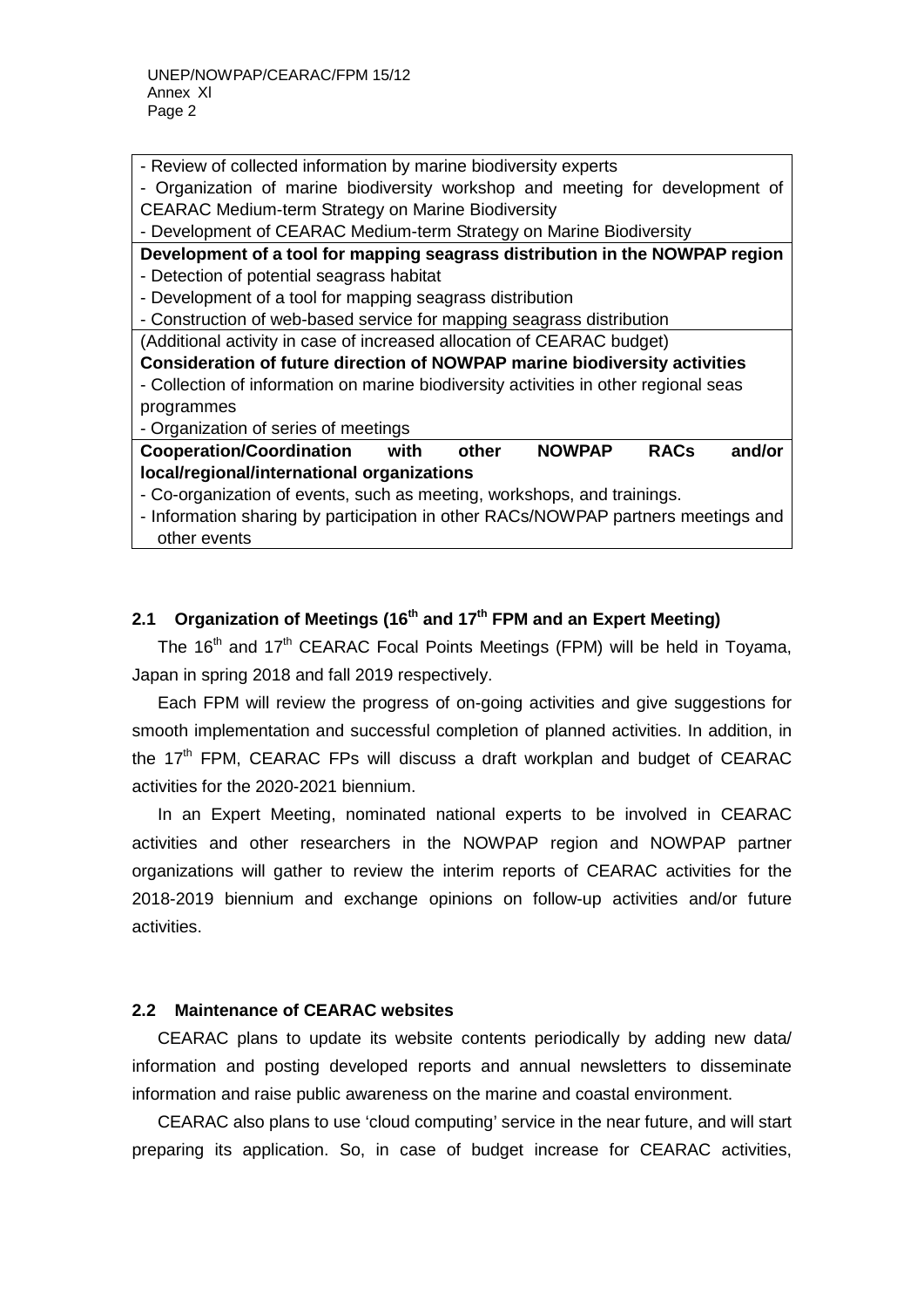| |
|---|
| - Review of collected information by marine biodiversity experts<br>- Organization of marine biodiversity workshop and meeting for development of CEARAC Medium-term Strategy on Marine Biodiversity<br>- Development of CEARAC Medium-term Strategy on Marine Biodiversity |
| **Development of a tool for mapping seagrass distribution in the NOWPAP region**<br>- Detection of potential seagrass habitat<br>- Development of a tool for mapping seagrass distribution<br>- Construction of web-based service for mapping seagrass distribution |
| (Additional activity in case of increased allocation of CEARAC budget)<br>**Consideration of future direction of NOWPAP marine biodiversity activities**<br>- Collection of information on marine biodiversity activities in other regional seas programmes<br>- Organization of series of meetings |
| **Cooperation/Coordination with other NOWPAP RACs and/or local/regional/international organizations**<br>- Co-organization of events, such as meeting, workshops, and trainings.<br>- Information sharing by participation in other RACs/NOWPAP partners meetings and other events |

### 2.1 Organization of Meetings (16th and 17th FPM and an Expert Meeting)

The 16th and 17th CEARAC Focal Points Meetings (FPM) will be held in Toyama, Japan in spring 2018 and fall 2019 respectively.

Each FPM will review the progress of on-going activities and give suggestions for smooth implementation and successful completion of planned activities. In addition, in the 17th FPM, CEARAC FPs will discuss a draft workplan and budget of CEARAC activities for the 2020-2021 biennium.

In an Expert Meeting, nominated national experts to be involved in CEARAC activities and other researchers in the NOWPAP region and NOWPAP partner organizations will gather to review the interim reports of CEARAC activities for the 2018-2019 biennium and exchange opinions on follow-up activities and/or future activities.

### 2.2 Maintenance of CEARAC websites

CEARAC plans to update its website contents periodically by adding new data/ information and posting developed reports and annual newsletters to disseminate information and raise public awareness on the marine and coastal environment.

CEARAC also plans to use 'cloud computing' service in the near future, and will start preparing its application. So, in case of budget increase for CEARAC activities,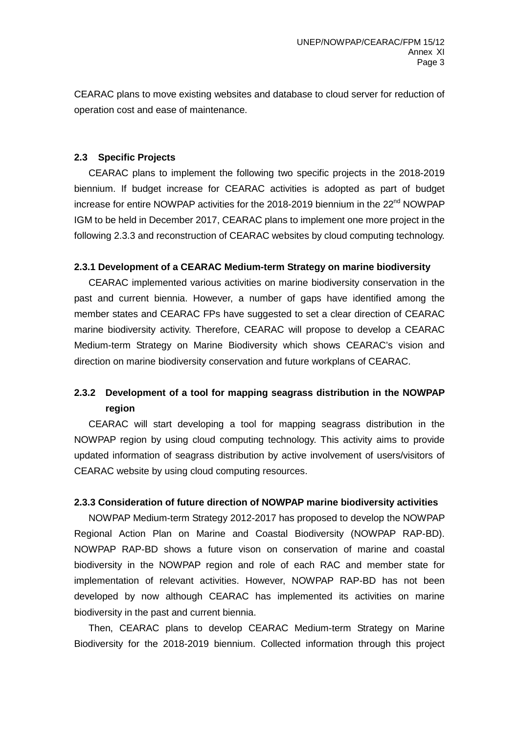CEARAC plans to move existing websites and database to cloud server for reduction of operation cost and ease of maintenance.

### 2.3 Specific Projects

CEARAC plans to implement the following two specific projects in the 2018-2019 biennium. If budget increase for CEARAC activities is adopted as part of budget increase for entire NOWPAP activities for the 2018-2019 biennium in the 22nd NOWPAP IGM to be held in December 2017, CEARAC plans to implement one more project in the following 2.3.3 and reconstruction of CEARAC websites by cloud computing technology.

#### 2.3.1 Development of a CEARAC Medium-term Strategy on marine biodiversity

CEARAC implemented various activities on marine biodiversity conservation in the past and current biennia. However, a number of gaps have identified among the member states and CEARAC FPs have suggested to set a clear direction of CEARAC marine biodiversity activity. Therefore, CEARAC will propose to develop a CEARAC Medium-term Strategy on Marine Biodiversity which shows CEARAC's vision and direction on marine biodiversity conservation and future workplans of CEARAC.

#### 2.3.2 Development of a tool for mapping seagrass distribution in the NOWPAP region

CEARAC will start developing a tool for mapping seagrass distribution in the NOWPAP region by using cloud computing technology. This activity aims to provide updated information of seagrass distribution by active involvement of users/visitors of CEARAC website by using cloud computing resources.

#### 2.3.3 Consideration of future direction of NOWPAP marine biodiversity activities

NOWPAP Medium-term Strategy 2012-2017 has proposed to develop the NOWPAP Regional Action Plan on Marine and Coastal Biodiversity (NOWPAP RAP-BD). NOWPAP RAP-BD shows a future vison on conservation of marine and coastal biodiversity in the NOWPAP region and role of each RAC and member state for implementation of relevant activities. However, NOWPAP RAP-BD has not been developed by now although CEARAC has implemented its activities on marine biodiversity in the past and current biennia.

Then, CEARAC plans to develop CEARAC Medium-term Strategy on Marine Biodiversity for the 2018-2019 biennium. Collected information through this project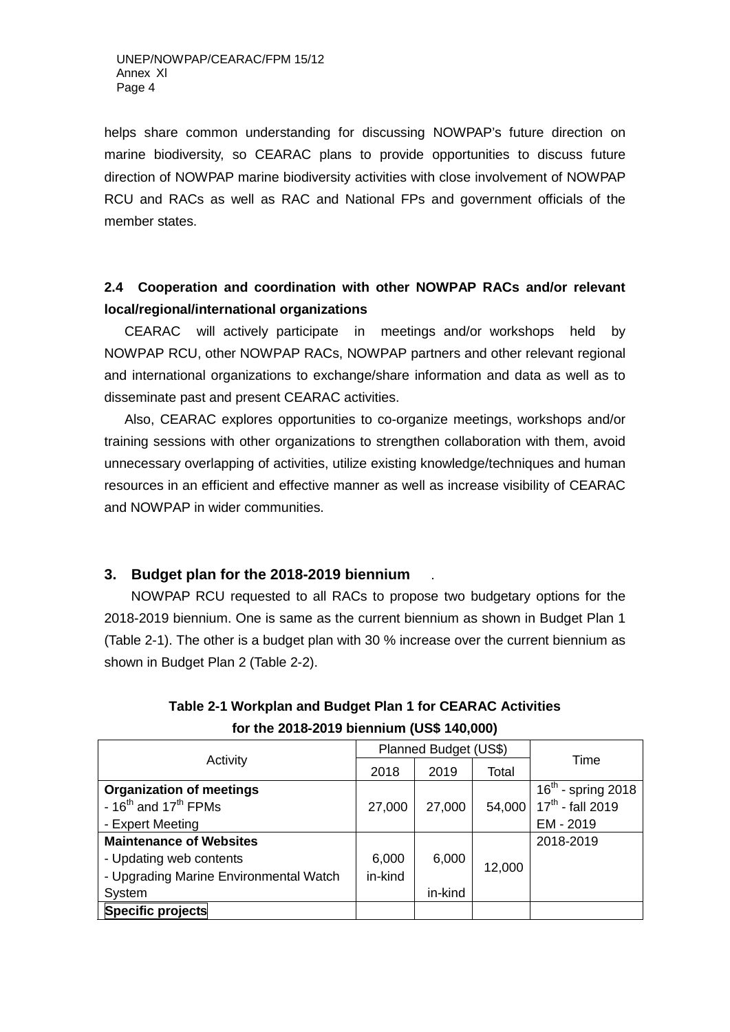helps share common understanding for discussing NOWPAP's future direction on marine biodiversity, so CEARAC plans to provide opportunities to discuss future direction of NOWPAP marine biodiversity activities with close involvement of NOWPAP RCU and RACs as well as RAC and National FPs and government officials of the member states.

### 2.4 Cooperation and coordination with other NOWPAP RACs and/or relevant local/regional/international organizations

CEARAC will actively participate in meetings and/or workshops held by NOWPAP RCU, other NOWPAP RACs, NOWPAP partners and other relevant regional and international organizations to exchange/share information and data as well as to disseminate past and present CEARAC activities.

Also, CEARAC explores opportunities to co-organize meetings, workshops and/or training sessions with other organizations to strengthen collaboration with them, avoid unnecessary overlapping of activities, utilize existing knowledge/techniques and human resources in an efficient and effective manner as well as increase visibility of CEARAC and NOWPAP in wider communities.

## 3. Budget plan for the 2018-2019 biennium

NOWPAP RCU requested to all RACs to propose two budgetary options for the 2018-2019 biennium. One is same as the current biennium as shown in Budget Plan 1 (Table 2-1). The other is a budget plan with 30 % increase over the current biennium as shown in Budget Plan 2 (Table 2-2).

**Table 2-1 Workplan and Budget Plan 1 for CEARAC Activities for the 2018-2019 biennium (US$ 140,000)**

| Activity | Planned Budget (US$) | | | Time |
|---|---|---|---|---|
| | 2018 | 2019 | Total | |
| **Organization of meetings**<br>- 16th and 17th FPMs<br>- Expert Meeting | 27,000 | 27,000 | 54,000 | 16th - spring 2018<br>17th - fall 2019<br>EM - 2019 |
| **Maintenance of Websites**<br>- Updating web contents<br>- Upgrading Marine Environmental Watch System | 6,000<br>in-kind | 6,000<br>in-kind | 12,000 | 2018-2019 |
| **Specific projects** | | | | |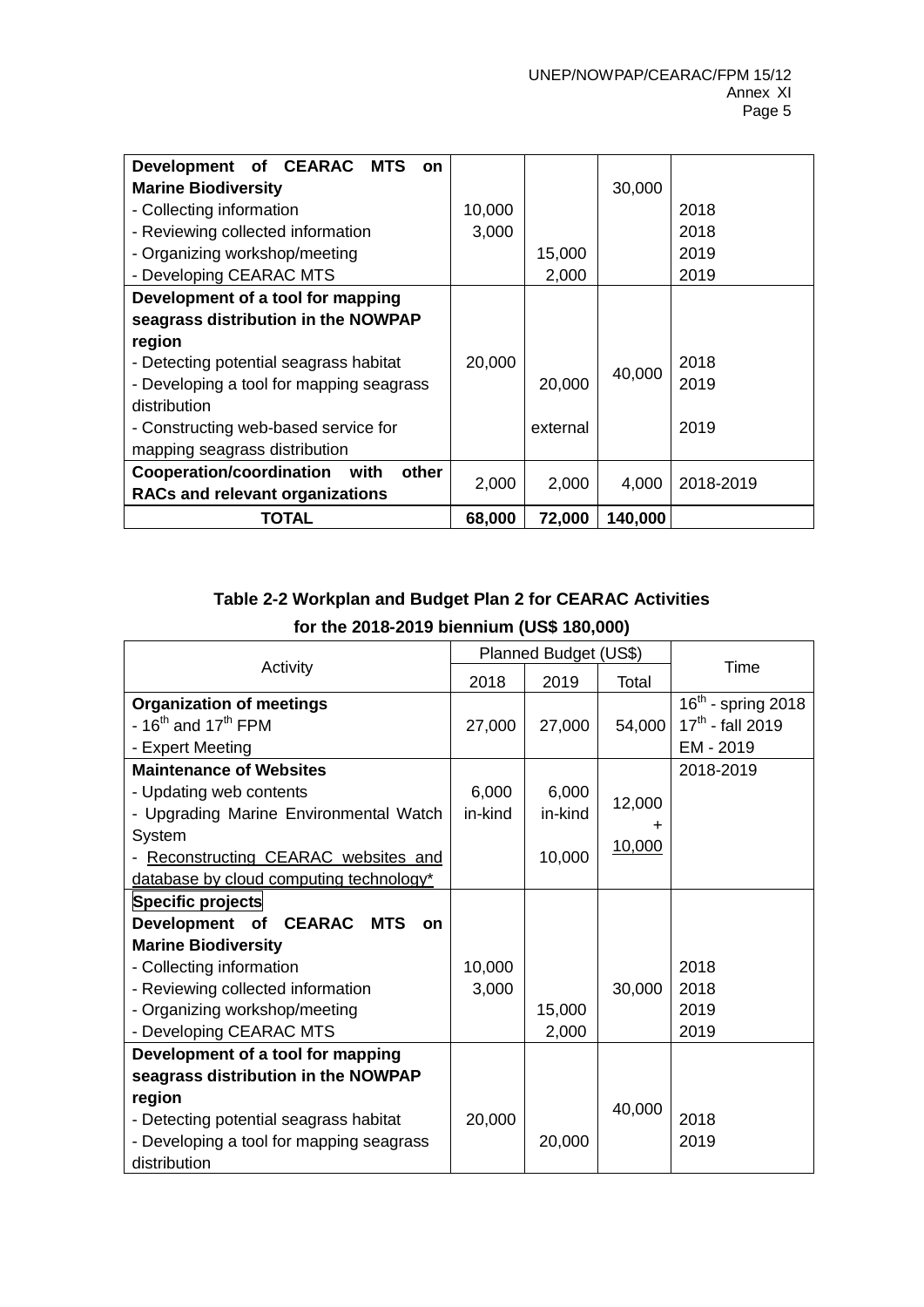| | | | | |
|---|---|---|---|---|
| **Development of CEARAC MTS on Marine Biodiversity**<br>- Collecting information<br>- Reviewing collected information<br>- Organizing workshop/meeting<br>- Developing CEARAC MTS | <br>10,000<br>3,000 | <br><br><br>15,000<br>2,000 | 30,000 | <br>2018<br>2018<br>2019<br>2019 |
| **Development of a tool for mapping seagrass distribution in the NOWPAP region**<br>- Detecting potential seagrass habitat<br>- Developing a tool for mapping seagrass distribution<br>- Constructing web-based service for mapping seagrass distribution | <br>20,000 | <br><br>20,000<br><br>external | 40,000 | <br>2018<br>2019<br><br>2019 |
| **Cooperation/coordination with other RACs and relevant organizations** | 2,000 | 2,000 | 4,000 | 2018-2019 |
| **TOTAL** | **68,000** | **72,000** | **140,000** | |

**Table 2-2 Workplan and Budget Plan 2 for CEARAC Activities for the 2018-2019 biennium (US$ 180,000)**

| Activity | Planned Budget (US$) | | | Time |
|---|---|---|---|---|
| | 2018 | 2019 | Total | |
| **Organization of meetings**<br>- 16th and 17th FPM<br>- Expert Meeting | <br>27,000 | <br>27,000 | <br>54,000 | 16th - spring 2018<br>17th - fall 2019<br>EM - 2019 |
| **Maintenance of Websites**<br>- Updating web contents<br>- Upgrading Marine Environmental Watch System<br>- Reconstructing CEARAC websites and database by cloud computing technology* | <br>6,000<br>in-kind | <br>6,000<br>in-kind<br><br>10,000 | 12,000<br>+<br>10,000 | 2018-2019 |
| **Specific projects**<br>**Development of CEARAC MTS on Marine Biodiversity**<br>- Collecting information<br>- Reviewing collected information<br>- Organizing workshop/meeting<br>- Developing CEARAC MTS | <br><br>10,000<br>3,000 | <br><br><br><br>15,000<br>2,000 | 30,000 | <br><br>2018<br>2018<br>2019<br>2019 |
| **Development of a tool for mapping seagrass distribution in the NOWPAP region**<br>- Detecting potential seagrass habitat<br>- Developing a tool for mapping seagrass distribution | <br>20,000 | <br><br>20,000 | 40,000 | <br>2018<br>2019 |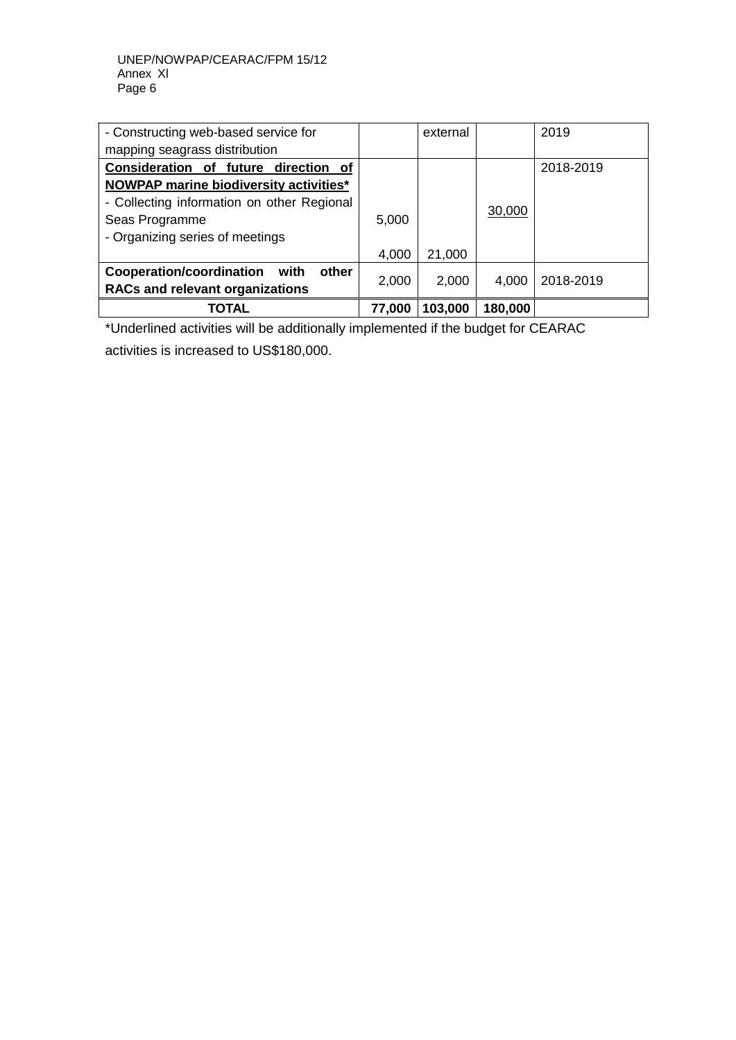| | | | | |
|---|---|---|---|---|
| - Constructing web-based service for mapping seagrass distribution | | external | | 2019 |
| **<u>Consideration of future direction of NOWPAP marine biodiversity activities*</u>**<br>- Collecting information on other Regional Seas Programme<br>- Organizing series of meetings | 5,000<br><br>4,000 | <br><br>21,000 | <u>30,000</u> | 2018-2019 |
| **Cooperation/coordination with other RACs and relevant organizations** | 2,000 | 2,000 | 4,000 | 2018-2019 |
| **TOTAL** | **77,000** | **103,000** | **180,000** | |

*Underlined activities will be additionally implemented if the budget for CEARAC activities is increased to US$180,000.